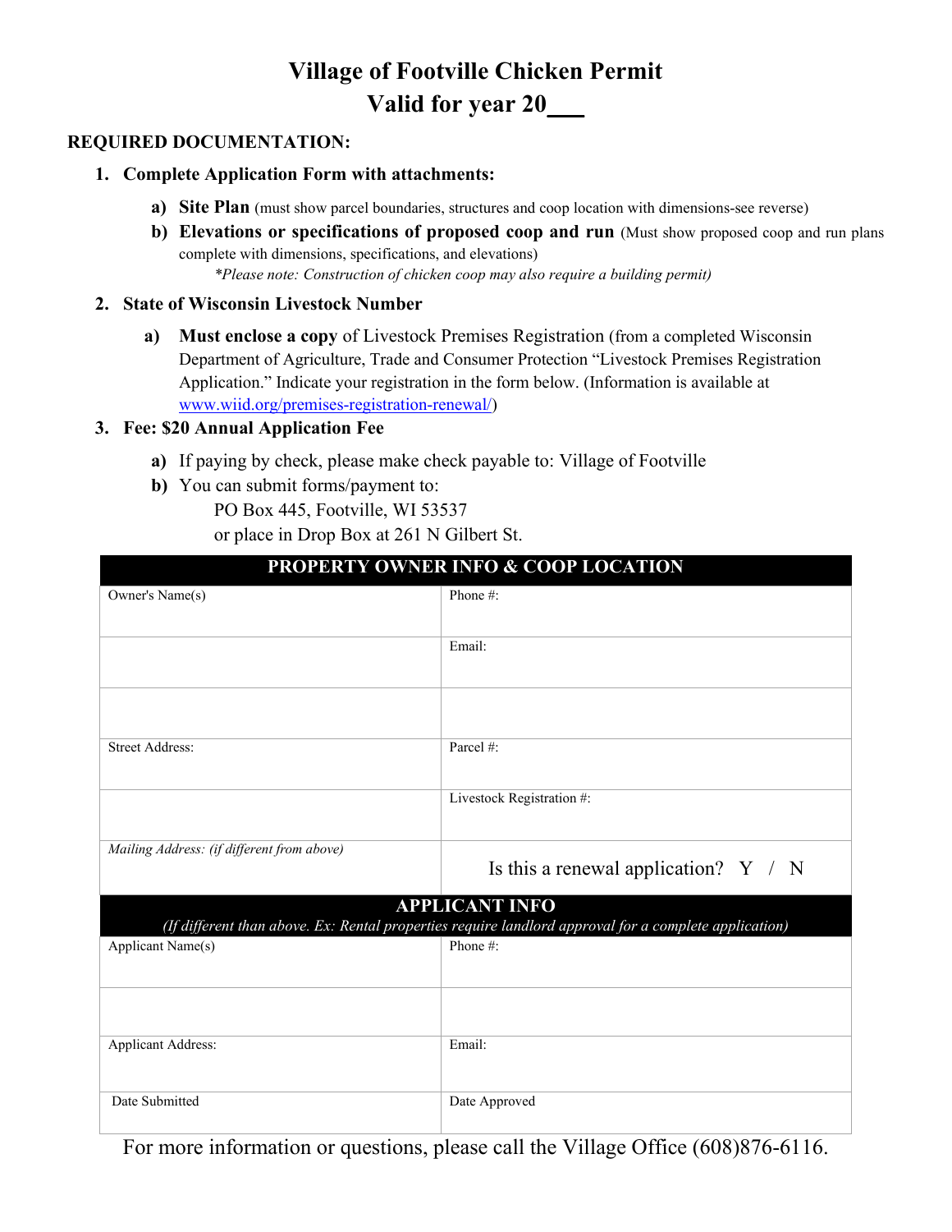# Village of Footville Chicken Permit
# Valid for year 20___

**REQUIRED DOCUMENTATION:**

1. **Complete Application Form with attachments:**
   - **a) Site Plan** (must show parcel boundaries, structures and coop location with dimensions-see reverse)
   - **b) Elevations or specifications of proposed coop and run** (Must show proposed coop and run plans complete with dimensions, specifications, and elevations)
     *\*Please note: Construction of chicken coop may also require a building permit)*

2. **State of Wisconsin Livestock Number**
   - **a) Must enclose a copy** of Livestock Premises Registration (from a completed Wisconsin Department of Agriculture, Trade and Consumer Protection "Livestock Premises Registration Application." Indicate your registration in the form below. (Information is available at www.wiid.org/premises-registration-renewal/)

3. **Fee: $20 Annual Application Fee**
   - **a)** If paying by check, please make check payable to: Village of Footville
   - **b)** You can submit forms/payment to:
     PO Box 445, Footville, WI 53537
     or place in Drop Box at 261 N Gilbert St.

| **PROPERTY OWNER INFO & COOP LOCATION** | |
|---|---|
| Owner's Name(s) | Phone #: |
| | Email: |
| | |
| Street Address: | Parcel #: |
| | Livestock Registration #: |
| *Mailing Address: (if different from above)* | Is this a renewal application? Y / N |
| **APPLICANT INFO** *(If different than above. Ex: Rental properties require landlord approval for a complete application)* | |
| Applicant Name(s) | Phone #: |
| | |
| Applicant Address: | Email: |
| Date Submitted | Date Approved |

For more information or questions, please call the Village Office (608)876-6116.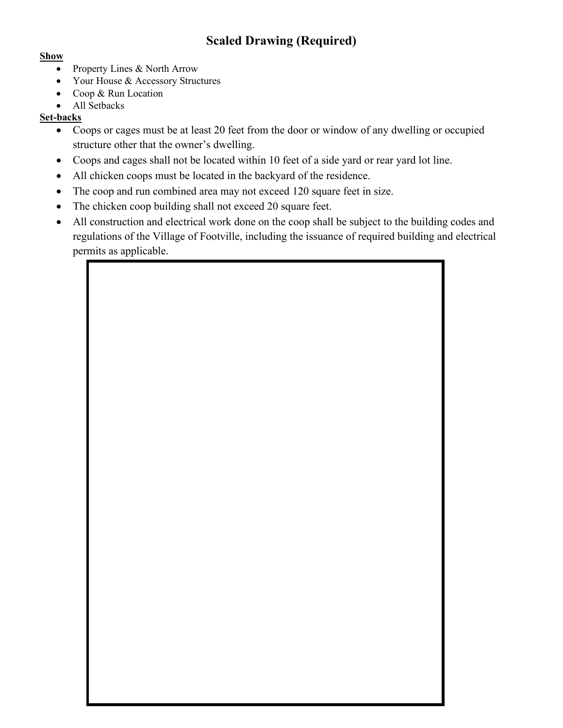# Scaled Drawing (Required)

**Show**

- Property Lines & North Arrow
- Your House & Accessory Structures
- Coop & Run Location
- All Setbacks

**Set-backs**

- Coops or cages must be at least 20 feet from the door or window of any dwelling or occupied structure other that the owner's dwelling.
- Coops and cages shall not be located within 10 feet of a side yard or rear yard lot line.
- All chicken coops must be located in the backyard of the residence.
- The coop and run combined area may not exceed 120 square feet in size.
- The chicken coop building shall not exceed 20 square feet.
- All construction and electrical work done on the coop shall be subject to the building codes and regulations of the Village of Footville, including the issuance of required building and electrical permits as applicable.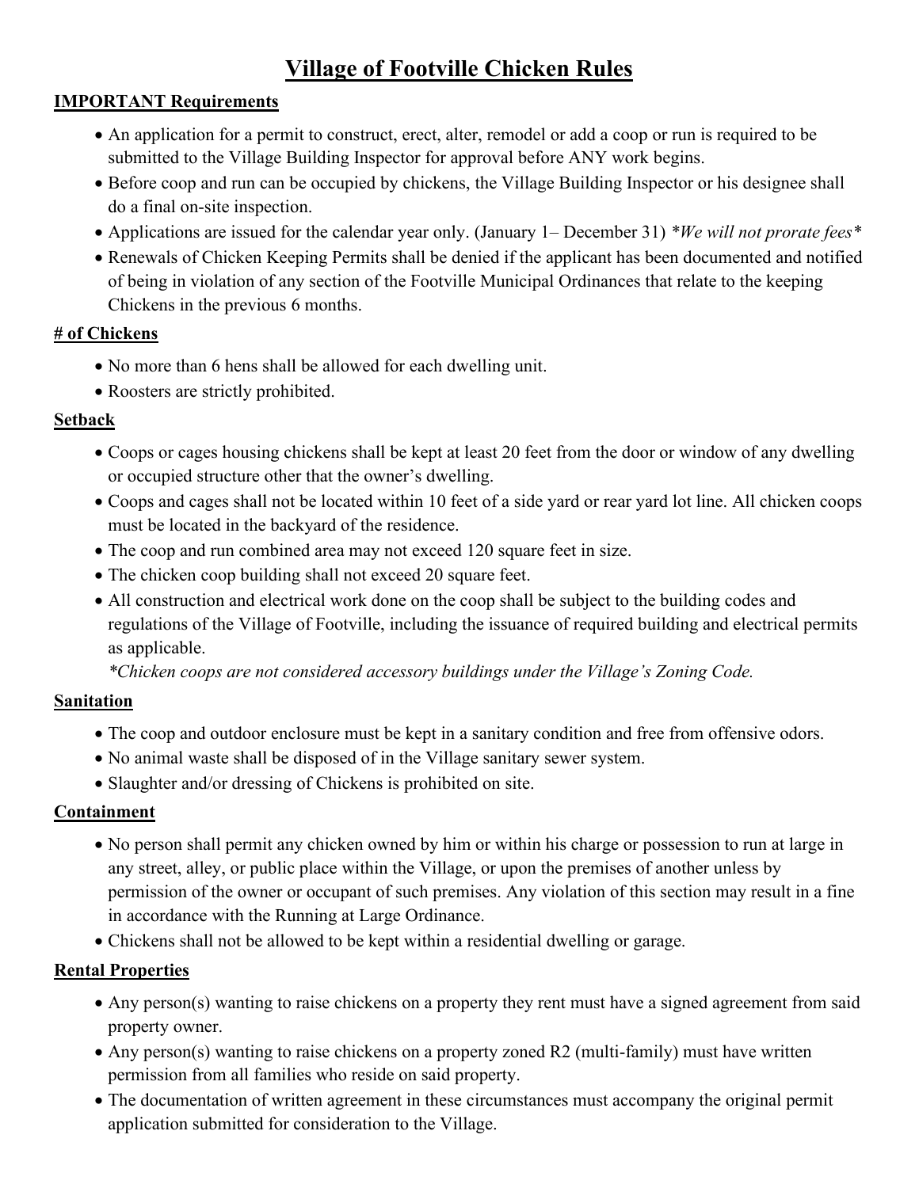# Village of Footville Chicken Rules

**IMPORTANT Requirements**

- An application for a permit to construct, erect, alter, remodel or add a coop or run is required to be submitted to the Village Building Inspector for approval before ANY work begins.
- Before coop and run can be occupied by chickens, the Village Building Inspector or his designee shall do a final on-site inspection.
- Applications are issued for the calendar year only. (January 1– December 31) *\*We will not prorate fees\**
- Renewals of Chicken Keeping Permits shall be denied if the applicant has been documented and notified of being in violation of any section of the Footville Municipal Ordinances that relate to the keeping Chickens in the previous 6 months.

**# of Chickens**

- No more than 6 hens shall be allowed for each dwelling unit.
- Roosters are strictly prohibited.

**Setback**

- Coops or cages housing chickens shall be kept at least 20 feet from the door or window of any dwelling or occupied structure other that the owner's dwelling.
- Coops and cages shall not be located within 10 feet of a side yard or rear yard lot line. All chicken coops must be located in the backyard of the residence.
- The coop and run combined area may not exceed 120 square feet in size.
- The chicken coop building shall not exceed 20 square feet.
- All construction and electrical work done on the coop shall be subject to the building codes and regulations of the Village of Footville, including the issuance of required building and electrical permits as applicable.
  *\*Chicken coops are not considered accessory buildings under the Village's Zoning Code.*

**Sanitation**

- The coop and outdoor enclosure must be kept in a sanitary condition and free from offensive odors.
- No animal waste shall be disposed of in the Village sanitary sewer system.
- Slaughter and/or dressing of Chickens is prohibited on site.

**Containment**

- No person shall permit any chicken owned by him or within his charge or possession to run at large in any street, alley, or public place within the Village, or upon the premises of another unless by permission of the owner or occupant of such premises. Any violation of this section may result in a fine in accordance with the Running at Large Ordinance.
- Chickens shall not be allowed to be kept within a residential dwelling or garage.

**Rental Properties**

- Any person(s) wanting to raise chickens on a property they rent must have a signed agreement from said property owner.
- Any person(s) wanting to raise chickens on a property zoned R2 (multi-family) must have written permission from all families who reside on said property.
- The documentation of written agreement in these circumstances must accompany the original permit application submitted for consideration to the Village.